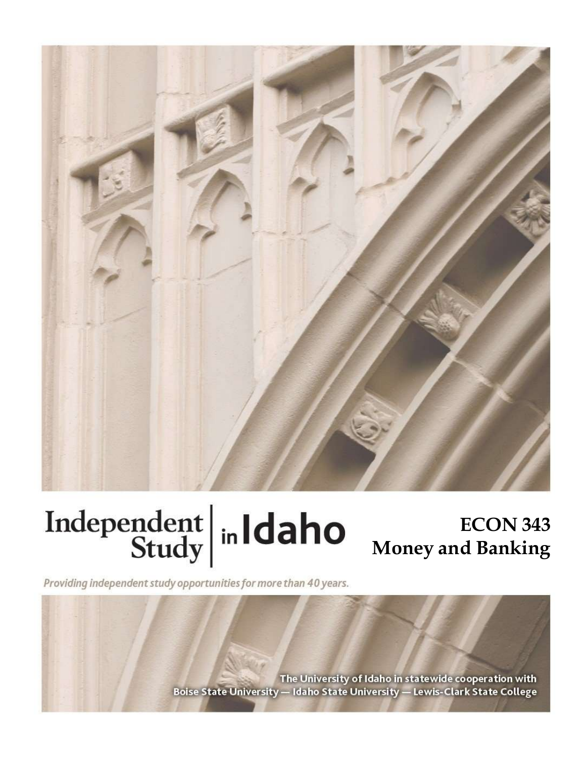Independent Study in Idaho

# ECON 343
# Money and Banking

*Providing independent study opportunities for more than 40 years.*

The University of Idaho in statewide cooperation with
Boise State University — Idaho State University — Lewis-Clark State College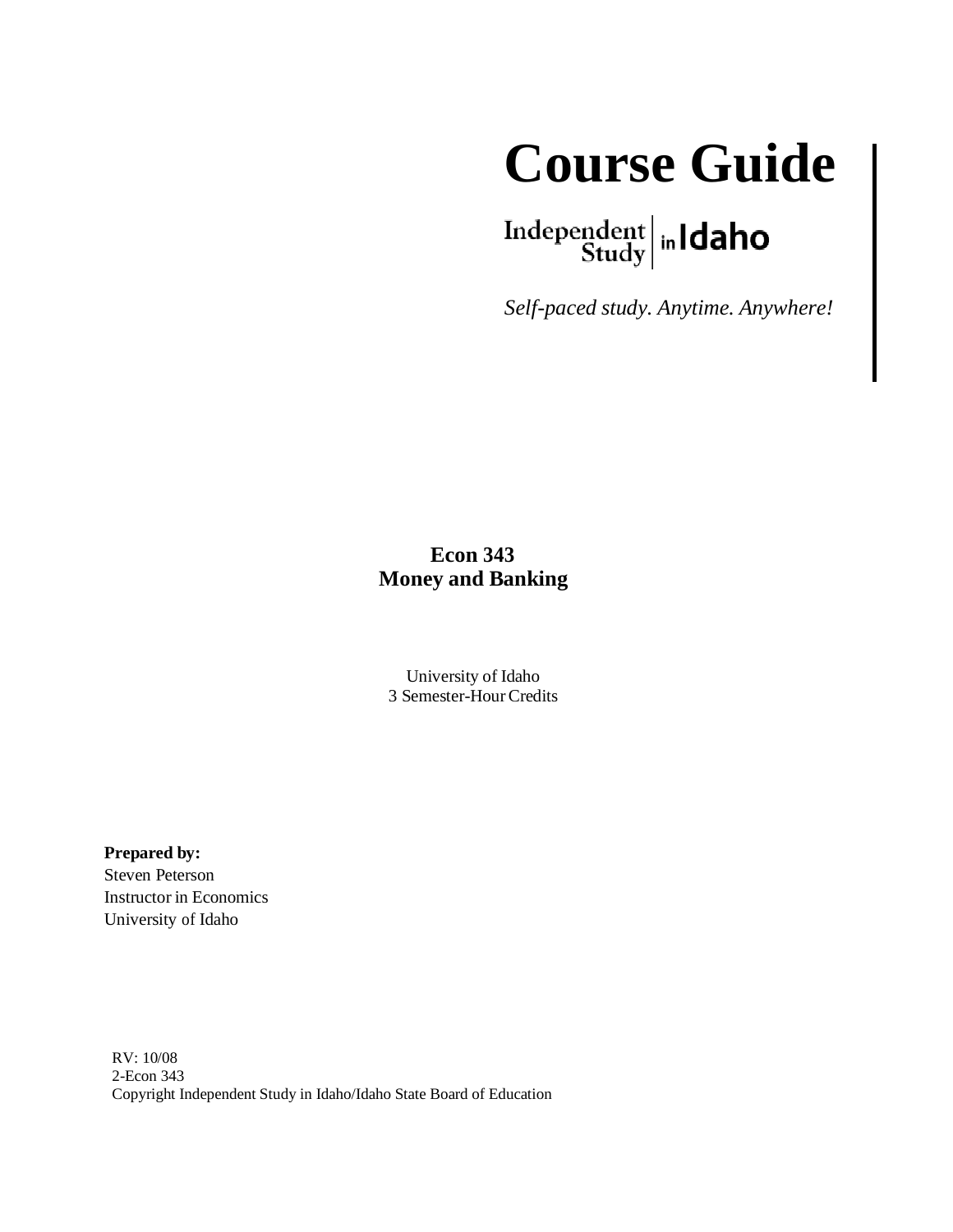# Course Guide

Independent Study in Idaho

*Self-paced study. Anytime. Anywhere!*

**Econ 343**
**Money and Banking**

University of Idaho
3 Semester-Hour Credits

**Prepared by:**
Steven Peterson
Instructor in Economics
University of Idaho

RV: 10/08
2-Econ 343
Copyright Independent Study in Idaho/Idaho State Board of Education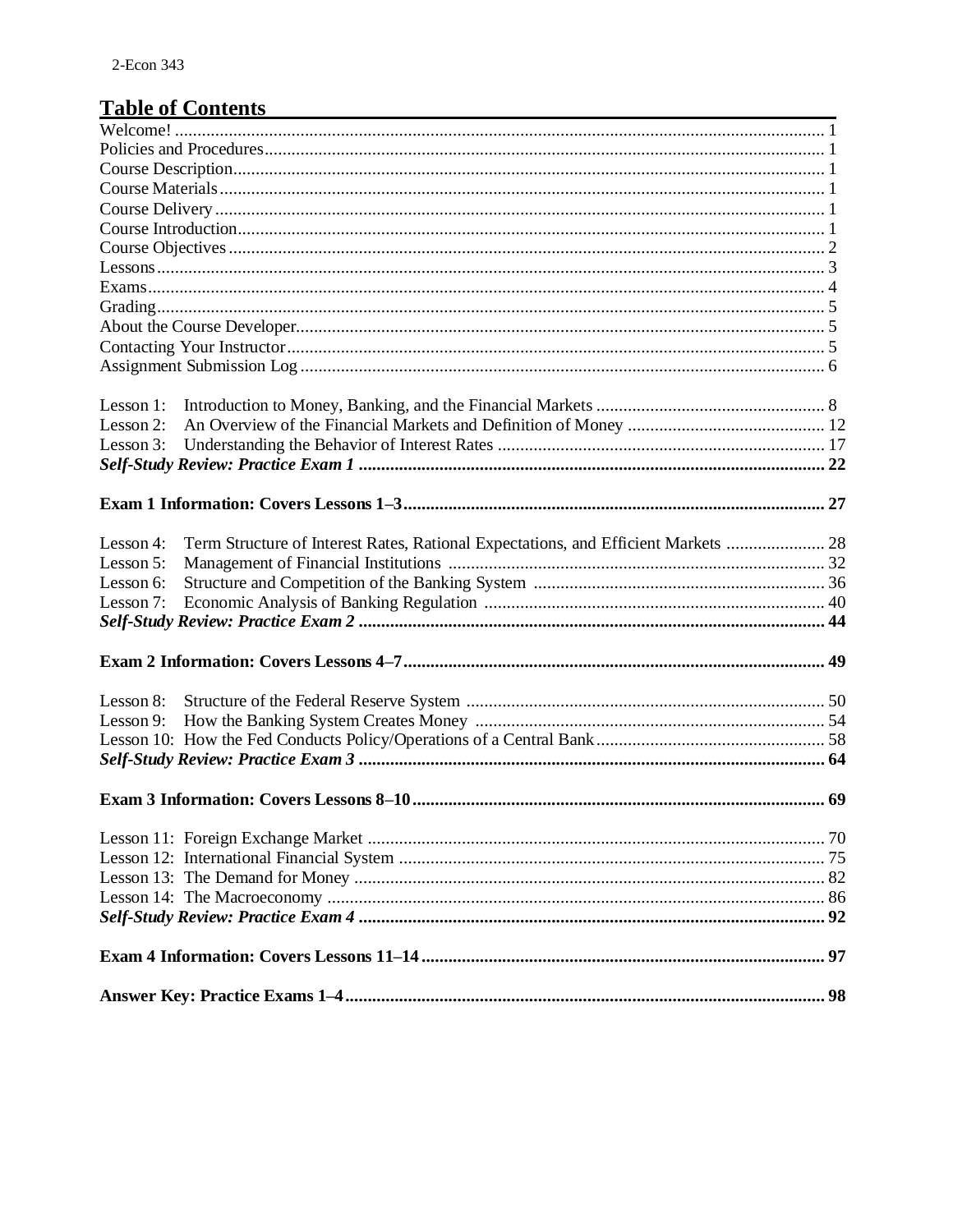## Table of Contents

| | |
|---|---|
| Welcome! | 1 |
| Policies and Procedures | 1 |
| Course Description | 1 |
| Course Materials | 1 |
| Course Delivery | 1 |
| Course Introduction | 1 |
| Course Objectives | 2 |
| Lessons | 3 |
| Exams | 4 |
| Grading | 5 |
| About the Course Developer | 5 |
| Contacting Your Instructor | 5 |
| Assignment Submission Log | 6 |
| | |
| Lesson 1: Introduction to Money, Banking, and the Financial Markets | 8 |
| Lesson 2: An Overview of the Financial Markets and Definition of Money | 12 |
| Lesson 3: Understanding the Behavior of Interest Rates | 17 |
| ***Self-Study Review: Practice Exam 1*** | **22** |
| | |
| **Exam 1 Information: Covers Lessons 1–3** | **27** |
| | |
| Lesson 4: Term Structure of Interest Rates, Rational Expectations, and Efficient Markets | 28 |
| Lesson 5: Management of Financial Institutions | 32 |
| Lesson 6: Structure and Competition of the Banking System | 36 |
| Lesson 7: Economic Analysis of Banking Regulation | 40 |
| ***Self-Study Review: Practice Exam 2*** | **44** |
| | |
| **Exam 2 Information: Covers Lessons 4–7** | **49** |
| | |
| Lesson 8: Structure of the Federal Reserve System | 50 |
| Lesson 9: How the Banking System Creates Money | 54 |
| Lesson 10: How the Fed Conducts Policy/Operations of a Central Bank | 58 |
| ***Self-Study Review: Practice Exam 3*** | **64** |
| | |
| **Exam 3 Information: Covers Lessons 8–10** | **69** |
| | |
| Lesson 11: Foreign Exchange Market | 70 |
| Lesson 12: International Financial System | 75 |
| Lesson 13: The Demand for Money | 82 |
| Lesson 14: The Macroeconomy | 86 |
| ***Self-Study Review: Practice Exam 4*** | **92** |
| | |
| **Exam 4 Information: Covers Lessons 11–14** | **97** |
| | |
| **Answer Key: Practice Exams 1–4** | **98** |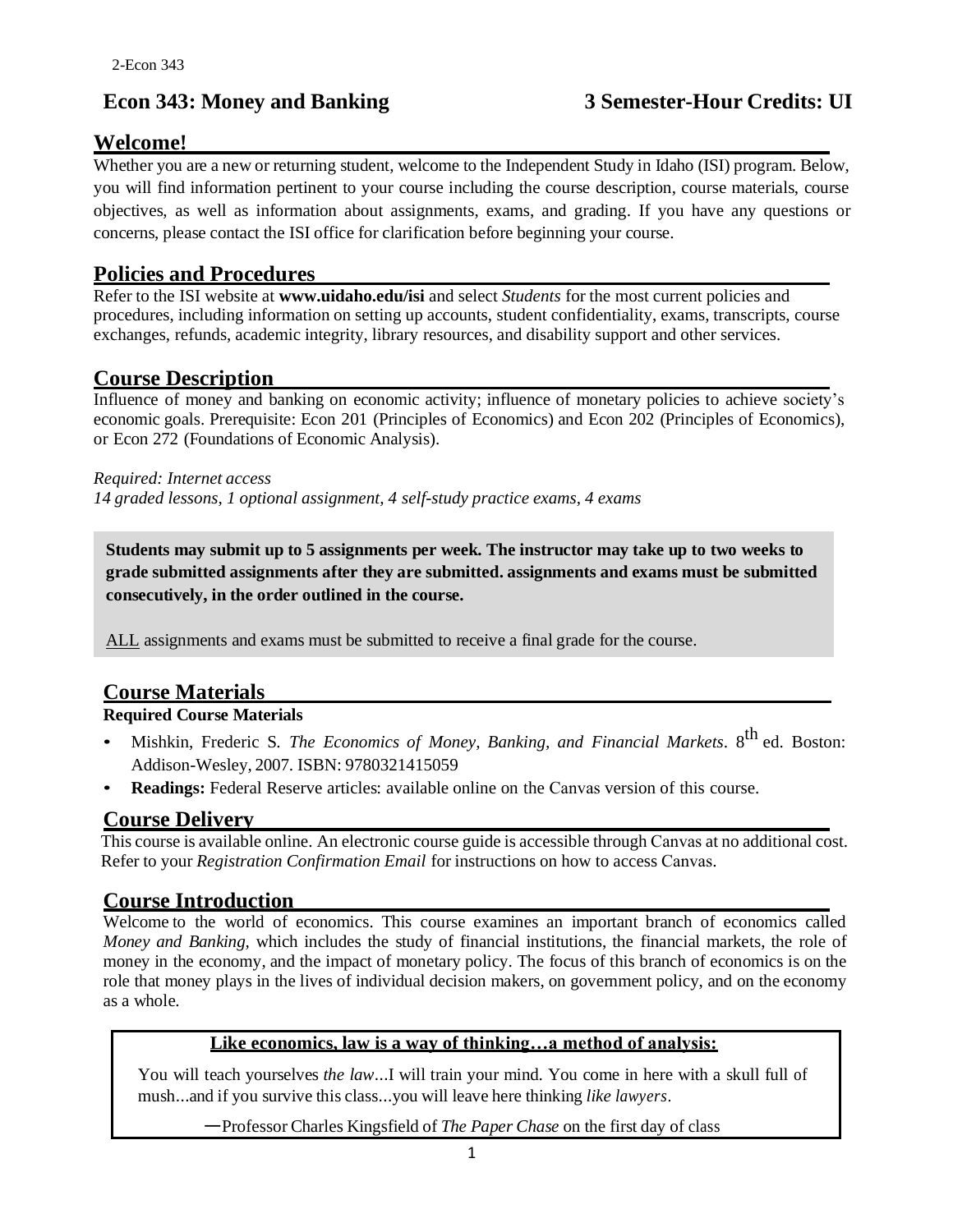# Econ 343: Money and Banking — 3 Semester-Hour Credits: UI

## Welcome!

Whether you are a new or returning student, welcome to the Independent Study in Idaho (ISI) program. Below, you will find information pertinent to your course including the course description, course materials, course objectives, as well as information about assignments, exams, and grading. If you have any questions or concerns, please contact the ISI office for clarification before beginning your course.

## Policies and Procedures

Refer to the ISI website at **www.uidaho.edu/isi** and select *Students* for the most current policies and procedures, including information on setting up accounts, student confidentiality, exams, transcripts, course exchanges, refunds, academic integrity, library resources, and disability support and other services.

## Course Description

Influence of money and banking on economic activity; influence of monetary policies to achieve society's economic goals. Prerequisite: Econ 201 (Principles of Economics) and Econ 202 (Principles of Economics), or Econ 272 (Foundations of Economic Analysis).

*Required: Internet access*
*14 graded lessons, 1 optional assignment, 4 self-study practice exams, 4 exams*

**Students may submit up to 5 assignments per week. The instructor may take up to two weeks to grade submitted assignments after they are submitted. assignments and exams must be submitted consecutively, in the order outlined in the course.**

ALL assignments and exams must be submitted to receive a final grade for the course.

## Course Materials

**Required Course Materials**

- Mishkin, Frederic S. *The Economics of Money, Banking, and Financial Markets*. 8th ed. Boston: Addison-Wesley, 2007. ISBN: 9780321415059
- **Readings:** Federal Reserve articles: available online on the Canvas version of this course.

## Course Delivery

This course is available online. An electronic course guide is accessible through Canvas at no additional cost. Refer to your *Registration Confirmation Email* for instructions on how to access Canvas.

## Course Introduction

Welcome to the world of economics. This course examines an important branch of economics called *Money and Banking,* which includes the study of financial institutions, the financial markets, the role of money in the economy, and the impact of monetary policy. The focus of this branch of economics is on the role that money plays in the lives of individual decision makers, on government policy, and on the economy as a whole.

**Like economics, law is a way of thinking…a method of analysis:**

You will teach yourselves *the law*...I will train your mind. You come in here with a skull full of mush...and if you survive this class...you will leave here thinking *like lawyers*.

—Professor Charles Kingsfield of *The Paper Chase* on the first day of class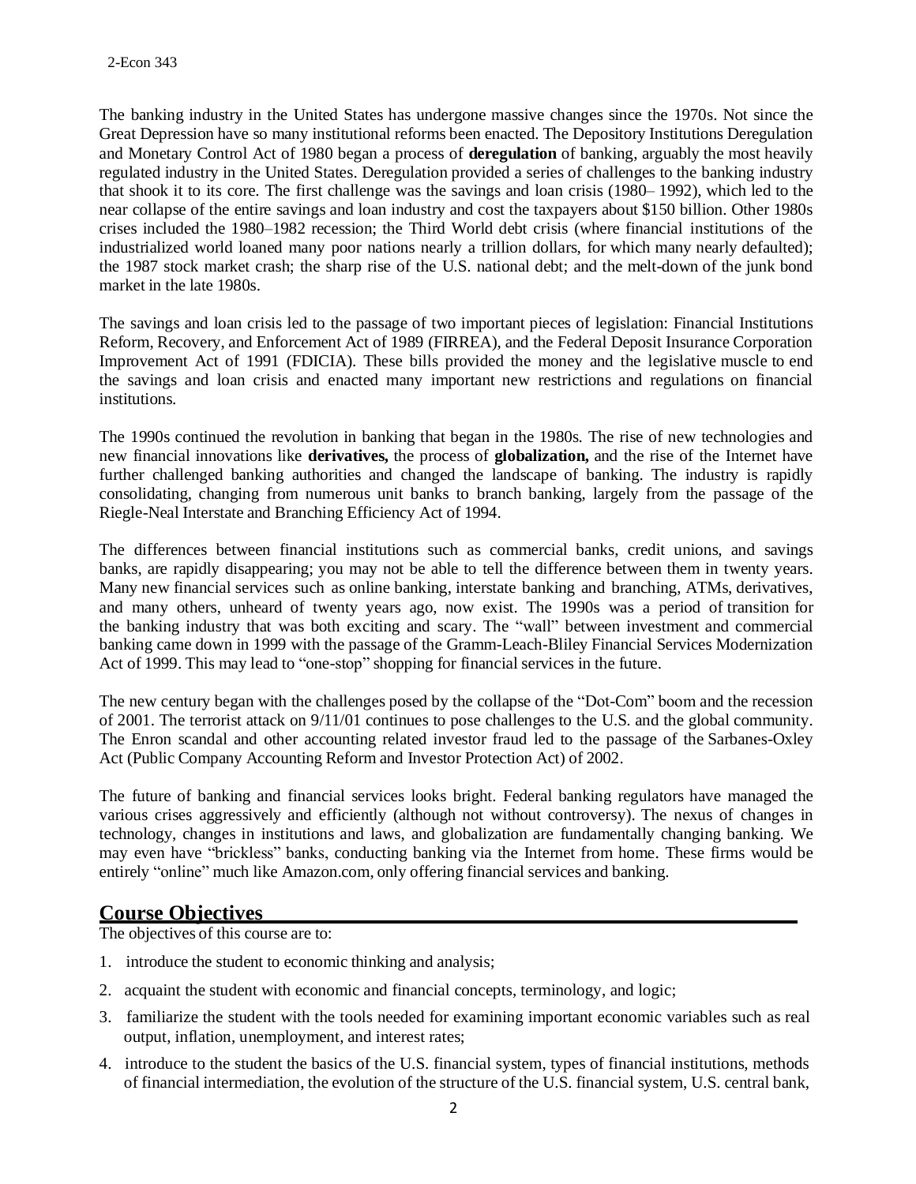The banking industry in the United States has undergone massive changes since the 1970s. Not since the Great Depression have so many institutional reforms been enacted. The Depository Institutions Deregulation and Monetary Control Act of 1980 began a process of **deregulation** of banking, arguably the most heavily regulated industry in the United States. Deregulation provided a series of challenges to the banking industry that shook it to its core. The first challenge was the savings and loan crisis (1980– 1992), which led to the near collapse of the entire savings and loan industry and cost the taxpayers about $150 billion. Other 1980s crises included the 1980–1982 recession; the Third World debt crisis (where financial institutions of the industrialized world loaned many poor nations nearly a trillion dollars, for which many nearly defaulted); the 1987 stock market crash; the sharp rise of the U.S. national debt; and the melt-down of the junk bond market in the late 1980s.

The savings and loan crisis led to the passage of two important pieces of legislation: Financial Institutions Reform, Recovery, and Enforcement Act of 1989 (FIRREA), and the Federal Deposit Insurance Corporation Improvement Act of 1991 (FDICIA). These bills provided the money and the legislative muscle to end the savings and loan crisis and enacted many important new restrictions and regulations on financial institutions.

The 1990s continued the revolution in banking that began in the 1980s. The rise of new technologies and new financial innovations like **derivatives,** the process of **globalization,** and the rise of the Internet have further challenged banking authorities and changed the landscape of banking. The industry is rapidly consolidating, changing from numerous unit banks to branch banking, largely from the passage of the Riegle-Neal Interstate and Branching Efficiency Act of 1994.

The differences between financial institutions such as commercial banks, credit unions, and savings banks, are rapidly disappearing; you may not be able to tell the difference between them in twenty years. Many new financial services such as online banking, interstate banking and branching, ATMs, derivatives, and many others, unheard of twenty years ago, now exist. The 1990s was a period of transition for the banking industry that was both exciting and scary. The "wall" between investment and commercial banking came down in 1999 with the passage of the Gramm-Leach-Bliley Financial Services Modernization Act of 1999. This may lead to "one-stop" shopping for financial services in the future.

The new century began with the challenges posed by the collapse of the "Dot-Com" boom and the recession of 2001. The terrorist attack on 9/11/01 continues to pose challenges to the U.S. and the global community. The Enron scandal and other accounting related investor fraud led to the passage of the Sarbanes-Oxley Act (Public Company Accounting Reform and Investor Protection Act) of 2002.

The future of banking and financial services looks bright. Federal banking regulators have managed the various crises aggressively and efficiently (although not without controversy). The nexus of changes in technology, changes in institutions and laws, and globalization are fundamentally changing banking. We may even have "brickless" banks, conducting banking via the Internet from home. These firms would be entirely "online" much like Amazon.com, only offering financial services and banking.

## Course Objectives

The objectives of this course are to:

1. introduce the student to economic thinking and analysis;
2. acquaint the student with economic and financial concepts, terminology, and logic;
3. familiarize the student with the tools needed for examining important economic variables such as real output, inflation, unemployment, and interest rates;
4. introduce to the student the basics of the U.S. financial system, types of financial institutions, methods of financial intermediation, the evolution of the structure of the U.S. financial system, U.S. central bank,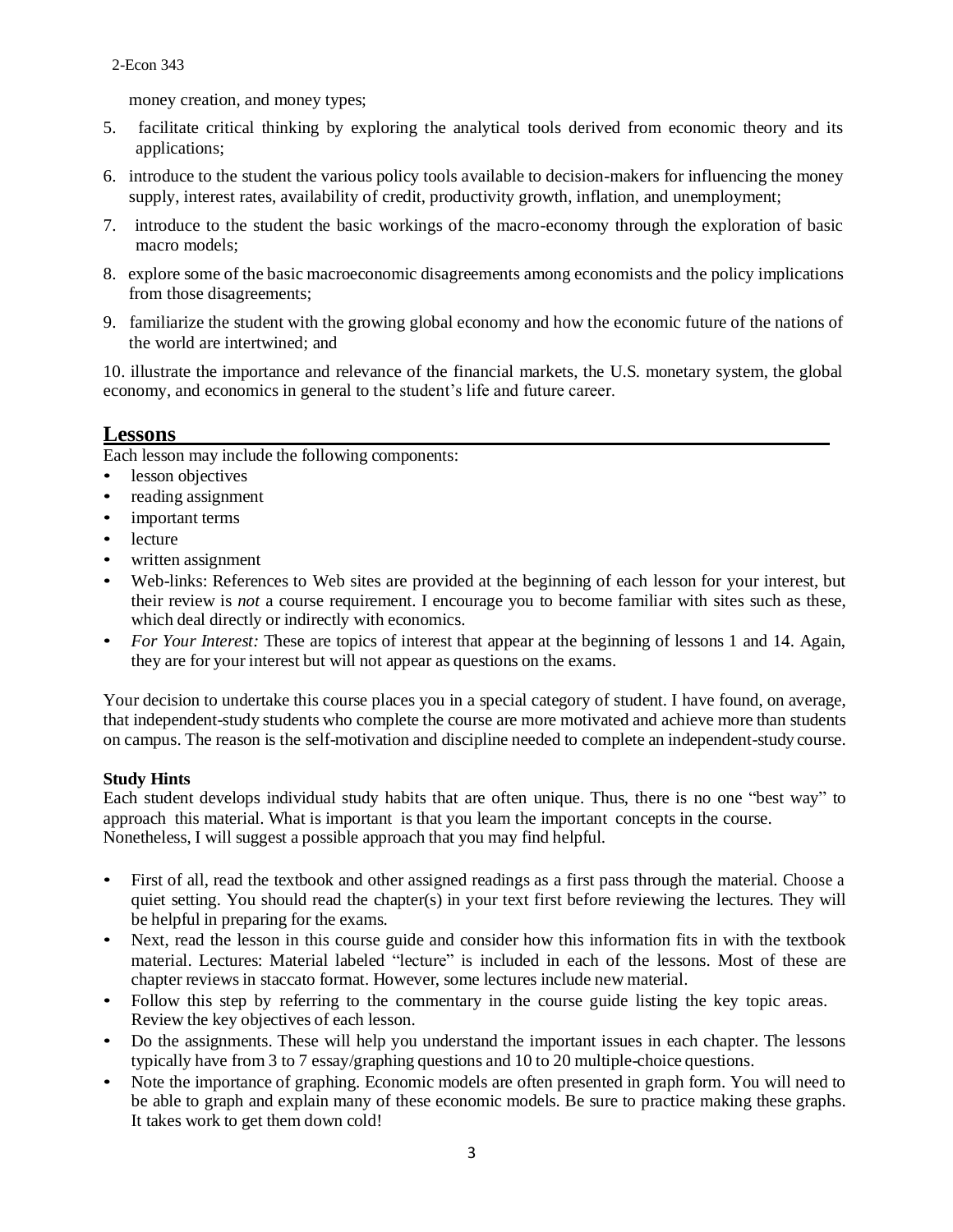money creation, and money types;

5. facilitate critical thinking by exploring the analytical tools derived from economic theory and its applications;
6. introduce to the student the various policy tools available to decision-makers for influencing the money supply, interest rates, availability of credit, productivity growth, inflation, and unemployment;
7. introduce to the student the basic workings of the macro-economy through the exploration of basic macro models;
8. explore some of the basic macroeconomic disagreements among economists and the policy implications from those disagreements;
9. familiarize the student with the growing global economy and how the economic future of the nations of the world are intertwined; and
10. illustrate the importance and relevance of the financial markets, the U.S. monetary system, the global economy, and economics in general to the student's life and future career.

## Lessons

Each lesson may include the following components:

- lesson objectives
- reading assignment
- important terms
- lecture
- written assignment
- Web-links: References to Web sites are provided at the beginning of each lesson for your interest, but their review is *not* a course requirement. I encourage you to become familiar with sites such as these, which deal directly or indirectly with economics.
- *For Your Interest:* These are topics of interest that appear at the beginning of lessons 1 and 14. Again, they are for your interest but will not appear as questions on the exams.

Your decision to undertake this course places you in a special category of student. I have found, on average, that independent-study students who complete the course are more motivated and achieve more than students on campus. The reason is the self-motivation and discipline needed to complete an independent-study course.

### Study Hints

Each student develops individual study habits that are often unique. Thus, there is no one "best way" to approach this material. What is important is that you learn the important concepts in the course. Nonetheless, I will suggest a possible approach that you may find helpful.

- First of all, read the textbook and other assigned readings as a first pass through the material. Choose a quiet setting. You should read the chapter(s) in your text first before reviewing the lectures. They will be helpful in preparing for the exams.
- Next, read the lesson in this course guide and consider how this information fits in with the textbook material. Lectures: Material labeled "lecture" is included in each of the lessons. Most of these are chapter reviews in staccato format. However, some lectures include new material.
- Follow this step by referring to the commentary in the course guide listing the key topic areas. Review the key objectives of each lesson.
- Do the assignments. These will help you understand the important issues in each chapter. The lessons typically have from 3 to 7 essay/graphing questions and 10 to 20 multiple-choice questions.
- Note the importance of graphing. Economic models are often presented in graph form. You will need to be able to graph and explain many of these economic models. Be sure to practice making these graphs. It takes work to get them down cold!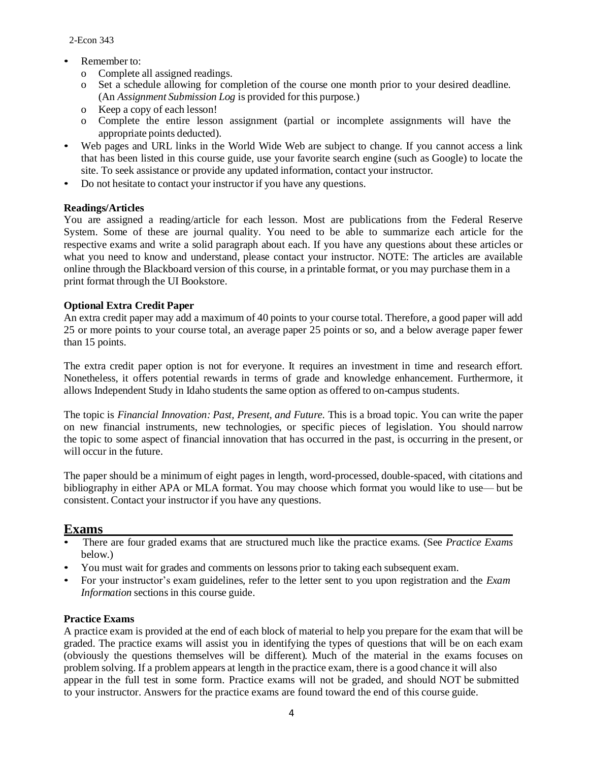- Remember to:
  - Complete all assigned readings.
  - Set a schedule allowing for completion of the course one month prior to your desired deadline. (An *Assignment Submission Log* is provided for this purpose.)
  - Keep a copy of each lesson!
  - Complete the entire lesson assignment (partial or incomplete assignments will have the appropriate points deducted).
- Web pages and URL links in the World Wide Web are subject to change. If you cannot access a link that has been listed in this course guide, use your favorite search engine (such as Google) to locate the site. To seek assistance or provide any updated information, contact your instructor.
- Do not hesitate to contact your instructor if you have any questions.

**Readings/Articles**

You are assigned a reading/article for each lesson. Most are publications from the Federal Reserve System. Some of these are journal quality. You need to be able to summarize each article for the respective exams and write a solid paragraph about each. If you have any questions about these articles or what you need to know and understand, please contact your instructor. NOTE: The articles are available online through the Blackboard version of this course, in a printable format, or you may purchase them in a print format through the UI Bookstore.

**Optional Extra Credit Paper**

An extra credit paper may add a maximum of 40 points to your course total. Therefore, a good paper will add 25 or more points to your course total, an average paper 25 points or so, and a below average paper fewer than 15 points.

The extra credit paper option is not for everyone. It requires an investment in time and research effort. Nonetheless, it offers potential rewards in terms of grade and knowledge enhancement. Furthermore, it allows Independent Study in Idaho students the same option as offered to on-campus students.

The topic is *Financial Innovation: Past, Present, and Future.* This is a broad topic. You can write the paper on new financial instruments, new technologies, or specific pieces of legislation. You should narrow the topic to some aspect of financial innovation that has occurred in the past, is occurring in the present, or will occur in the future.

The paper should be a minimum of eight pages in length, word-processed, double-spaced, with citations and bibliography in either APA or MLA format. You may choose which format you would like to use— but be consistent. Contact your instructor if you have any questions.

## Exams

- There are four graded exams that are structured much like the practice exams. (See *Practice Exams* below.)
- You must wait for grades and comments on lessons prior to taking each subsequent exam.
- For your instructor's exam guidelines, refer to the letter sent to you upon registration and the *Exam Information* sections in this course guide.

**Practice Exams**

A practice exam is provided at the end of each block of material to help you prepare for the exam that will be graded. The practice exams will assist you in identifying the types of questions that will be on each exam (obviously the questions themselves will be different). Much of the material in the exams focuses on problem solving. If a problem appears at length in the practice exam, there is a good chance it will also appear in the full test in some form. Practice exams will not be graded, and should NOT be submitted to your instructor. Answers for the practice exams are found toward the end of this course guide.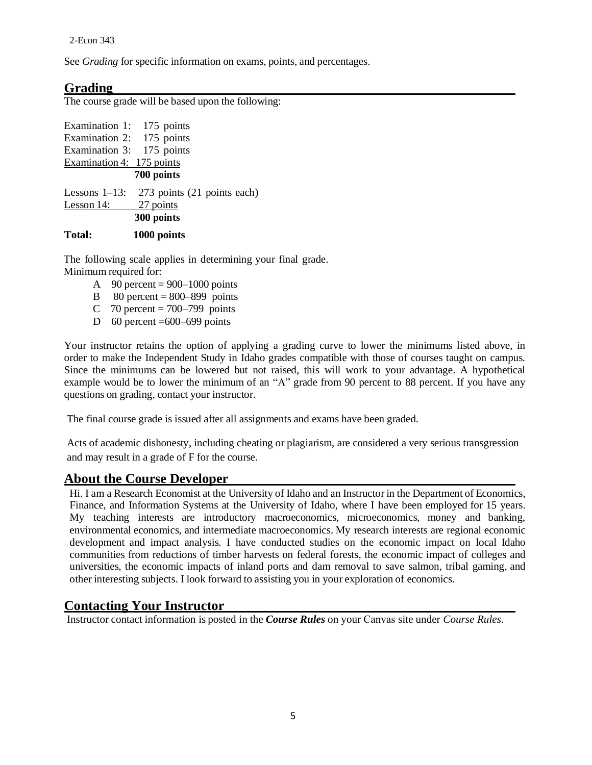See *Grading* for specific information on exams, points, and percentages.

## Grading

The course grade will be based upon the following:

Examination 1: 175 points
Examination 2: 175 points
Examination 3: 175 points
Examination 4: 175 points
**700 points**

Lessons 1–13: 273 points (21 points each)
Lesson 14: 27 points
**300 points**

**Total: 1000 points**

The following scale applies in determining your final grade.
Minimum required for:

- A 90 percent = 900–1000 points
- B 80 percent = 800–899 points
- C 70 percent = 700–799 points
- D 60 percent =600–699 points

Your instructor retains the option of applying a grading curve to lower the minimums listed above, in order to make the Independent Study in Idaho grades compatible with those of courses taught on campus. Since the minimums can be lowered but not raised, this will work to your advantage. A hypothetical example would be to lower the minimum of an "A" grade from 90 percent to 88 percent. If you have any questions on grading, contact your instructor.

The final course grade is issued after all assignments and exams have been graded.

Acts of academic dishonesty, including cheating or plagiarism, are considered a very serious transgression and may result in a grade of F for the course.

## About the Course Developer

Hi. I am a Research Economist at the University of Idaho and an Instructor in the Department of Economics, Finance, and Information Systems at the University of Idaho, where I have been employed for 15 years. My teaching interests are introductory macroeconomics, microeconomics, money and banking, environmental economics, and intermediate macroeconomics. My research interests are regional economic development and impact analysis. I have conducted studies on the economic impact on local Idaho communities from reductions of timber harvests on federal forests, the economic impact of colleges and universities, the economic impacts of inland ports and dam removal to save salmon, tribal gaming, and other interesting subjects. I look forward to assisting you in your exploration of economics.

## Contacting Your Instructor

Instructor contact information is posted in the ***Course Rules*** on your Canvas site under *Course Rules*.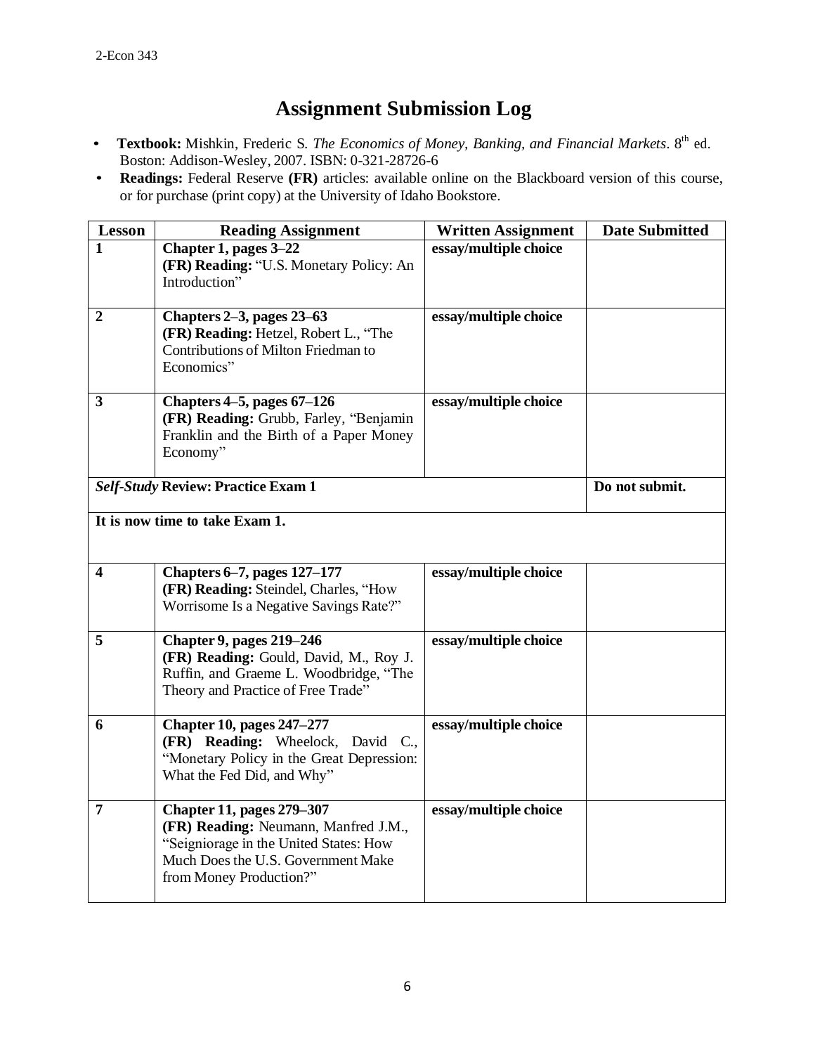# Assignment Submission Log

- **Textbook:** Mishkin, Frederic S. *The Economics of Money, Banking, and Financial Markets*. 8th ed. Boston: Addison-Wesley, 2007. ISBN: 0-321-28726-6
- **Readings:** Federal Reserve **(FR)** articles: available online on the Blackboard version of this course, or for purchase (print copy) at the University of Idaho Bookstore.

| Lesson | Reading Assignment | Written Assignment | Date Submitted |
|---|---|---|---|
| **1** | **Chapter 1, pages 3–22** **(FR) Reading:** "U.S. Monetary Policy: An Introduction" | **essay/multiple choice** | |
| **2** | **Chapters 2–3, pages 23–63** **(FR) Reading:** Hetzel, Robert L., "The Contributions of Milton Friedman to Economics" | **essay/multiple choice** | |
| **3** | **Chapters 4–5, pages 67–126** **(FR) Reading:** Grubb, Farley, "Benjamin Franklin and the Birth of a Paper Money Economy" | **essay/multiple choice** | |
| ***Self-Study* Review: Practice Exam 1** | | | **Do not submit.** |
| **It is now time to take Exam 1.** | | | |
| **4** | **Chapters 6–7, pages 127–177** **(FR) Reading:** Steindel, Charles, "How Worrisome Is a Negative Savings Rate?" | **essay/multiple choice** | |
| **5** | **Chapter 9, pages 219–246** **(FR) Reading:** Gould, David, M., Roy J. Ruffin, and Graeme L. Woodbridge, "The Theory and Practice of Free Trade" | **essay/multiple choice** | |
| **6** | **Chapter 10, pages 247–277** **(FR) Reading:** Wheelock, David C., "Monetary Policy in the Great Depression: What the Fed Did, and Why" | **essay/multiple choice** | |
| **7** | **Chapter 11, pages 279–307** **(FR) Reading:** Neumann, Manfred J.M., "Seigniorage in the United States: How Much Does the U.S. Government Make from Money Production?" | **essay/multiple choice** | |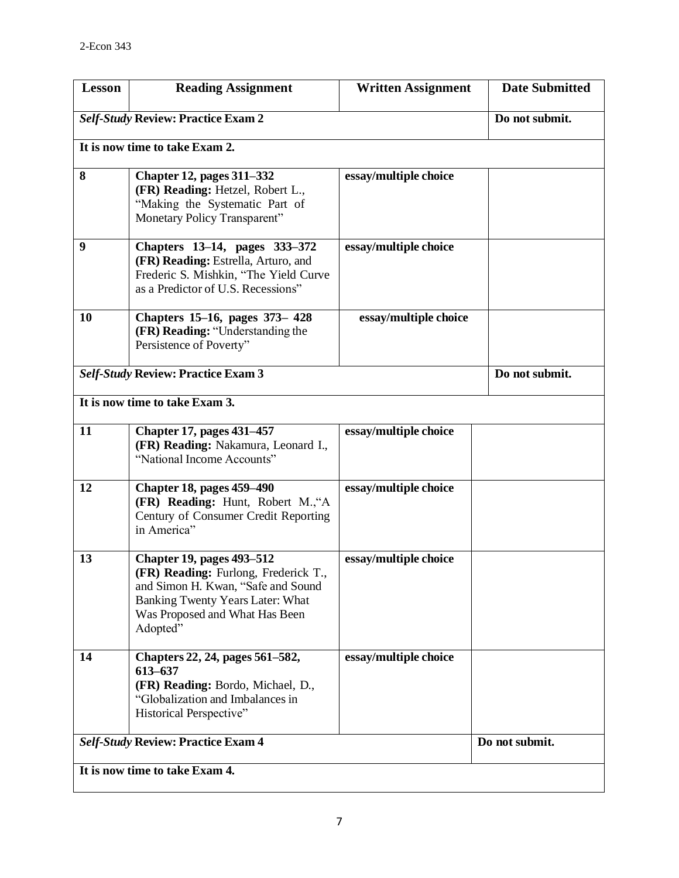| Lesson | Reading Assignment | Written Assignment | Date Submitted |
| --- | --- | --- | --- |
| ***Self-Study* Review: Practice Exam 2** | | | **Do not submit.** |
| **It is now time to take Exam 2.** | | | |
| **8** | **Chapter 12, pages 311–332** **(FR) Reading:** Hetzel, Robert L., "Making the Systematic Part of Monetary Policy Transparent" | **essay/multiple choice** | |
| **9** | **Chapters 13–14, pages 333–372** **(FR) Reading:** Estrella, Arturo, and Frederic S. Mishkin, "The Yield Curve as a Predictor of U.S. Recessions" | **essay/multiple choice** | |
| **10** | **Chapters 15–16, pages 373– 428** **(FR) Reading:** "Understanding the Persistence of Poverty" | **essay/multiple choice** | |
| ***Self-Study* Review: Practice Exam 3** | | | **Do not submit.** |
| **It is now time to take Exam 3.** | | | |
| **11** | **Chapter 17, pages 431–457** **(FR) Reading:** Nakamura, Leonard I., "National Income Accounts" | **essay/multiple choice** | |
| **12** | **Chapter 18, pages 459–490** **(FR) Reading:** Hunt, Robert M.,"A Century of Consumer Credit Reporting in America" | **essay/multiple choice** | |
| **13** | **Chapter 19, pages 493–512** **(FR) Reading:** Furlong, Frederick T., and Simon H. Kwan, "Safe and Sound Banking Twenty Years Later: What Was Proposed and What Has Been Adopted" | **essay/multiple choice** | |
| **14** | **Chapters 22, 24, pages 561–582, 613–637** **(FR) Reading:** Bordo, Michael, D., "Globalization and Imbalances in Historical Perspective" | **essay/multiple choice** | |
| ***Self-Study* Review: Practice Exam 4** | | | **Do not submit.** |
| **It is now time to take Exam 4.** | | | |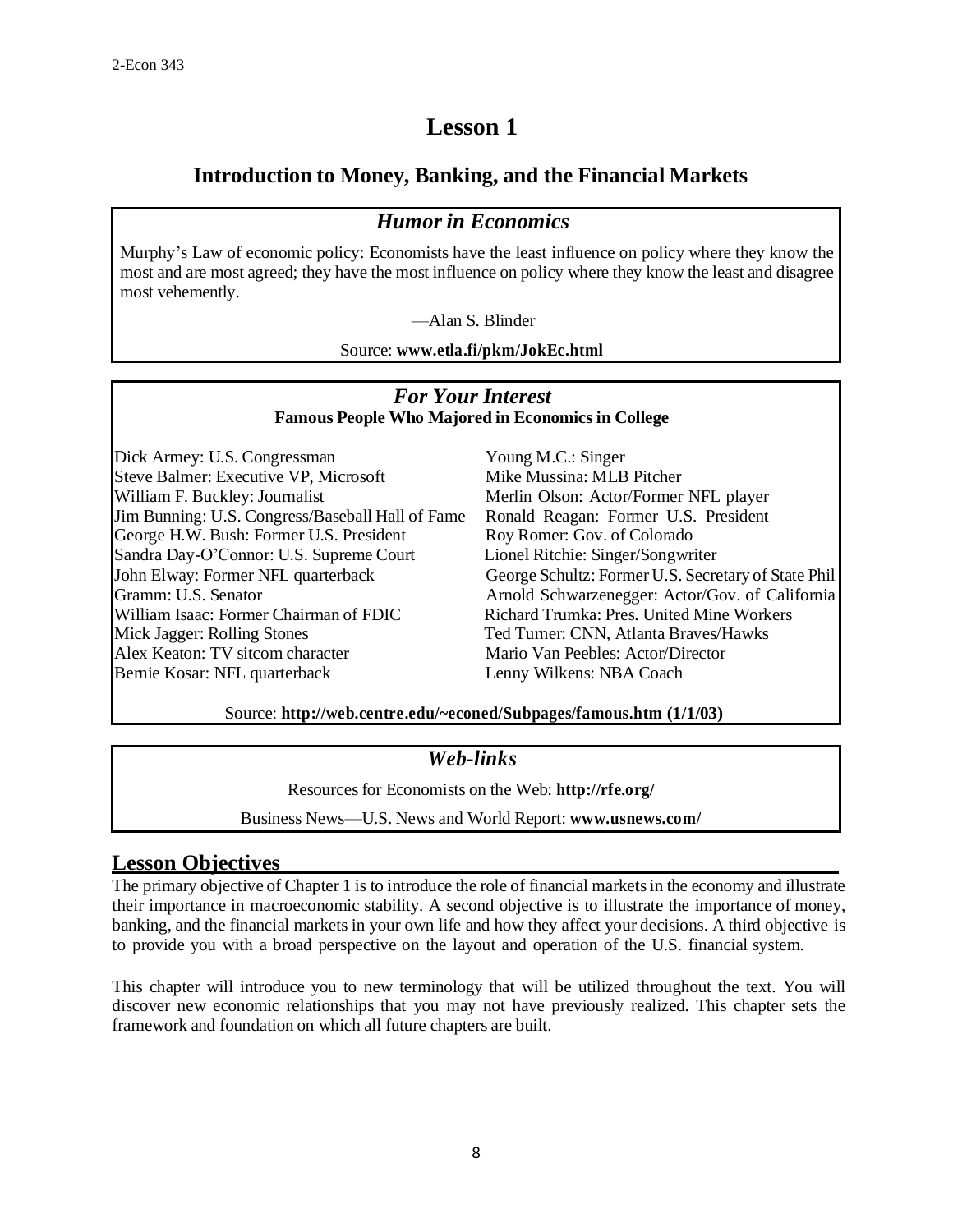# Lesson 1

## Introduction to Money, Banking, and the Financial Markets

### *Humor in Economics*

Murphy's Law of economic policy: Economists have the least influence on policy where they know the most and are most agreed; they have the most influence on policy where they know the least and disagree most vehemently.

—Alan S. Blinder

Source: **www.etla.fi/pkm/JokEc.html**

### *For Your Interest*

**Famous People Who Majored in Economics in College**

- Dick Armey: U.S. Congressman
- Steve Balmer: Executive VP, Microsoft
- William F. Buckley: Journalist
- Jim Bunning: U.S. Congress/Baseball Hall of Fame
- George H.W. Bush: Former U.S. President
- Sandra Day-O'Connor: U.S. Supreme Court
- John Elway: Former NFL quarterback
- Phil Gramm: U.S. Senator
- William Isaac: Former Chairman of FDIC
- Mick Jagger: Rolling Stones
- Alex Keaton: TV sitcom character
- Bernie Kosar: NFL quarterback
- Young M.C.: Singer
- Mike Mussina: MLB Pitcher
- Merlin Olson: Actor/Former NFL player
- Ronald Reagan: Former U.S. President
- Roy Romer: Gov. of Colorado
- Lionel Ritchie: Singer/Songwriter
- George Schultz: Former U.S. Secretary of State
- Arnold Schwarzenegger: Actor/Gov. of California
- Richard Trumka: Pres. United Mine Workers
- Ted Turner: CNN, Atlanta Braves/Hawks
- Mario Van Peebles: Actor/Director
- Lenny Wilkens: NBA Coach

Source: **http://web.centre.edu/~econed/Subpages/famous.htm (1/1/03)**

### *Web-links*

Resources for Economists on the Web: **http://rfe.org/**

Business News—U.S. News and World Report: **www.usnews.com/**

## Lesson Objectives

The primary objective of Chapter 1 is to introduce the role of financial markets in the economy and illustrate their importance in macroeconomic stability. A second objective is to illustrate the importance of money, banking, and the financial markets in your own life and how they affect your decisions. A third objective is to provide you with a broad perspective on the layout and operation of the U.S. financial system.

This chapter will introduce you to new terminology that will be utilized throughout the text. You will discover new economic relationships that you may not have previously realized. This chapter sets the framework and foundation on which all future chapters are built.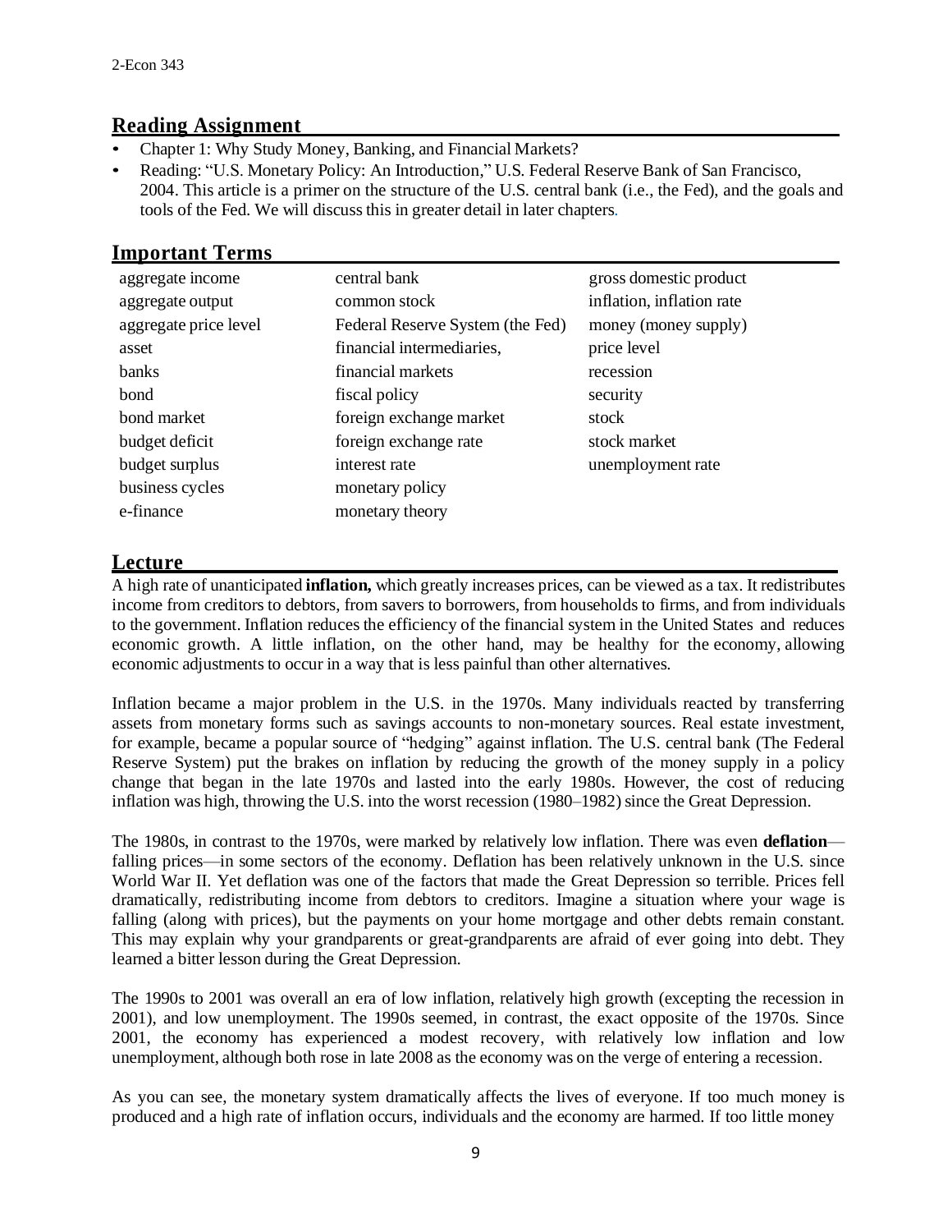## Reading Assignment

- Chapter 1: Why Study Money, Banking, and Financial Markets?
- Reading: "U.S. Monetary Policy: An Introduction," U.S. Federal Reserve Bank of San Francisco, 2004. This article is a primer on the structure of the U.S. central bank (i.e., the Fed), and the goals and tools of the Fed. We will discuss this in greater detail in later chapters.

## Important Terms

| | | |
|---|---|---|
| aggregate income | central bank | gross domestic product |
| aggregate output | common stock | inflation, inflation rate |
| aggregate price level | Federal Reserve System (the Fed) | money (money supply) |
| asset | financial intermediaries, | price level |
| banks | financial markets | recession |
| bond | fiscal policy | security |
| bond market | foreign exchange market | stock |
| budget deficit | foreign exchange rate | stock market |
| budget surplus | interest rate | unemployment rate |
| business cycles | monetary policy | |
| e-finance | monetary theory | |

## Lecture

A high rate of unanticipated **inflation,** which greatly increases prices, can be viewed as a tax. It redistributes income from creditors to debtors, from savers to borrowers, from households to firms, and from individuals to the government. Inflation reduces the efficiency of the financial system in the United States and reduces economic growth. A little inflation, on the other hand, may be healthy for the economy, allowing economic adjustments to occur in a way that is less painful than other alternatives.

Inflation became a major problem in the U.S. in the 1970s. Many individuals reacted by transferring assets from monetary forms such as savings accounts to non-monetary sources. Real estate investment, for example, became a popular source of "hedging" against inflation. The U.S. central bank (The Federal Reserve System) put the brakes on inflation by reducing the growth of the money supply in a policy change that began in the late 1970s and lasted into the early 1980s. However, the cost of reducing inflation was high, throwing the U.S. into the worst recession (1980–1982) since the Great Depression.

The 1980s, in contrast to the 1970s, were marked by relatively low inflation. There was even **deflation**—falling prices—in some sectors of the economy. Deflation has been relatively unknown in the U.S. since World War II. Yet deflation was one of the factors that made the Great Depression so terrible. Prices fell dramatically, redistributing income from debtors to creditors. Imagine a situation where your wage is falling (along with prices), but the payments on your home mortgage and other debts remain constant. This may explain why your grandparents or great-grandparents are afraid of ever going into debt. They learned a bitter lesson during the Great Depression.

The 1990s to 2001 was overall an era of low inflation, relatively high growth (excepting the recession in 2001), and low unemployment. The 1990s seemed, in contrast, the exact opposite of the 1970s. Since 2001, the economy has experienced a modest recovery, with relatively low inflation and low unemployment, although both rose in late 2008 as the economy was on the verge of entering a recession.

As you can see, the monetary system dramatically affects the lives of everyone. If too much money is produced and a high rate of inflation occurs, individuals and the economy are harmed. If too little money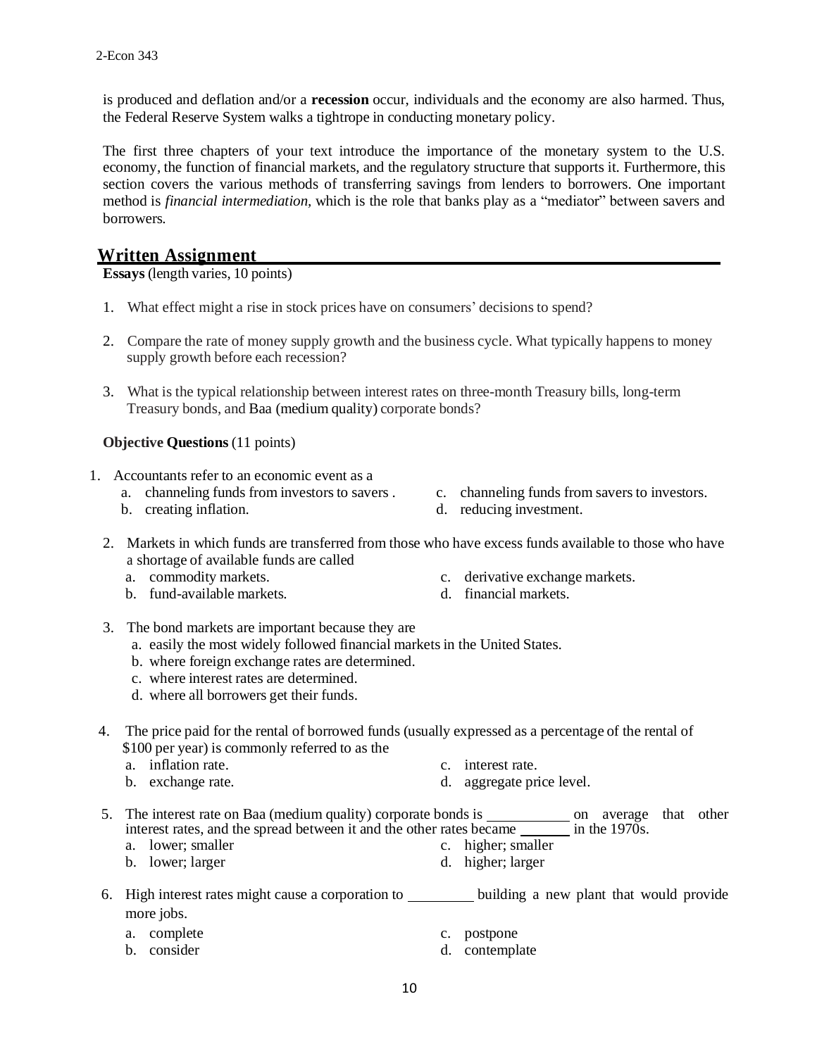is produced and deflation and/or a **recession** occur, individuals and the economy are also harmed. Thus, the Federal Reserve System walks a tightrope in conducting monetary policy.

The first three chapters of your text introduce the importance of the monetary system to the U.S. economy, the function of financial markets, and the regulatory structure that supports it. Furthermore, this section covers the various methods of transferring savings from lenders to borrowers. One important method is *financial intermediation*, which is the role that banks play as a "mediator" between savers and borrowers.

## Written Assignment

**Essays** (length varies, 10 points)

1. What effect might a rise in stock prices have on consumers' decisions to spend?

2. Compare the rate of money supply growth and the business cycle. What typically happens to money supply growth before each recession?

3. What is the typical relationship between interest rates on three-month Treasury bills, long-term Treasury bonds, and Baa (medium quality) corporate bonds?

**Objective Questions** (11 points)

1. Accountants refer to an economic event as a
   a. channeling funds from investors to savers .
   b. creating inflation.
   c. channeling funds from savers to investors.
   d. reducing investment.

2. Markets in which funds are transferred from those who have excess funds available to those who have a shortage of available funds are called
   a. commodity markets.
   b. fund-available markets.
   c. derivative exchange markets.
   d. financial markets.

3. The bond markets are important because they are
   a. easily the most widely followed financial markets in the United States.
   b. where foreign exchange rates are determined.
   c. where interest rates are determined.
   d. where all borrowers get their funds.

4. The price paid for the rental of borrowed funds (usually expressed as a percentage of the rental of $100 per year) is commonly referred to as the
   a. inflation rate.
   b. exchange rate.
   c. interest rate.
   d. aggregate price level.

5. The interest rate on Baa (medium quality) corporate bonds is __________ on average that other interest rates, and the spread between it and the other rates became _______ in the 1970s.
   a. lower; smaller
   b. lower; larger
   c. higher; smaller
   d. higher; larger

6. High interest rates might cause a corporation to _________ building a new plant that would provide more jobs.
   a. complete
   b. consider
   c. postpone
   d. contemplate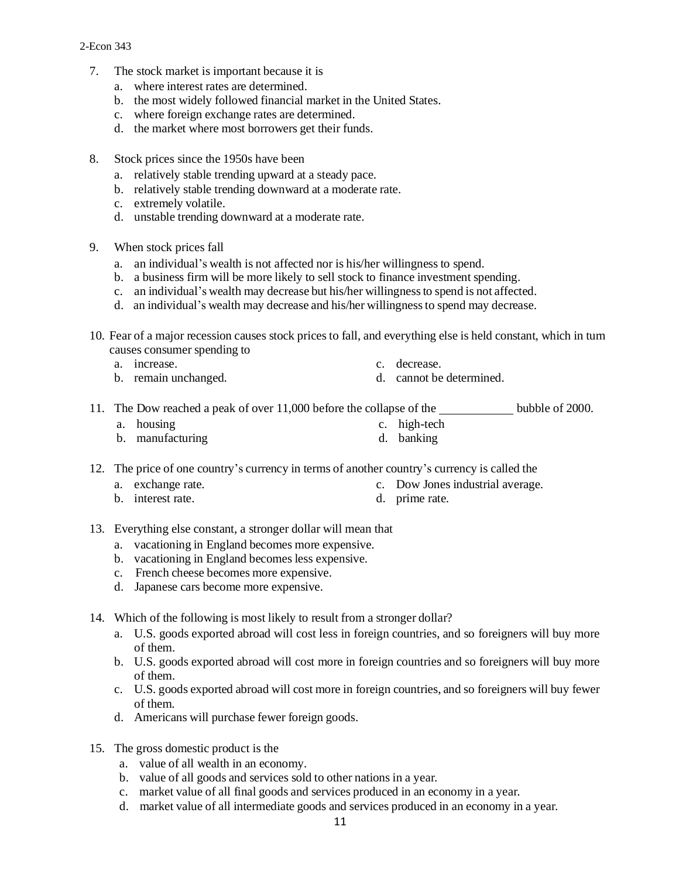7. The stock market is important because it is
   a. where interest rates are determined.
   b. the most widely followed financial market in the United States.
   c. where foreign exchange rates are determined.
   d. the market where most borrowers get their funds.

8. Stock prices since the 1950s have been
   a. relatively stable trending upward at a steady pace.
   b. relatively stable trending downward at a moderate rate.
   c. extremely volatile.
   d. unstable trending downward at a moderate rate.

9. When stock prices fall
   a. an individual's wealth is not affected nor is his/her willingness to spend.
   b. a business firm will be more likely to sell stock to finance investment spending.
   c. an individual's wealth may decrease but his/her willingness to spend is not affected.
   d. an individual's wealth may decrease and his/her willingness to spend may decrease.

10. Fear of a major recession causes stock prices to fall, and everything else is held constant, which in turn causes consumer spending to
    a. increase.
    b. remain unchanged.
    c. decrease.
    d. cannot be determined.

11. The Dow reached a peak of over 11,000 before the collapse of the ____________ bubble of 2000.
    a. housing
    b. manufacturing
    c. high-tech
    d. banking

12. The price of one country's currency in terms of another country's currency is called the
    a. exchange rate.
    b. interest rate.
    c. Dow Jones industrial average.
    d. prime rate.

13. Everything else constant, a stronger dollar will mean that
    a. vacationing in England becomes more expensive.
    b. vacationing in England becomes less expensive.
    c. French cheese becomes more expensive.
    d. Japanese cars become more expensive.

14. Which of the following is most likely to result from a stronger dollar?
    a. U.S. goods exported abroad will cost less in foreign countries, and so foreigners will buy more of them.
    b. U.S. goods exported abroad will cost more in foreign countries and so foreigners will buy more of them.
    c. U.S. goods exported abroad will cost more in foreign countries, and so foreigners will buy fewer of them.
    d. Americans will purchase fewer foreign goods.

15. The gross domestic product is the
    a. value of all wealth in an economy.
    b. value of all goods and services sold to other nations in a year.
    c. market value of all final goods and services produced in an economy in a year.
    d. market value of all intermediate goods and services produced in an economy in a year.